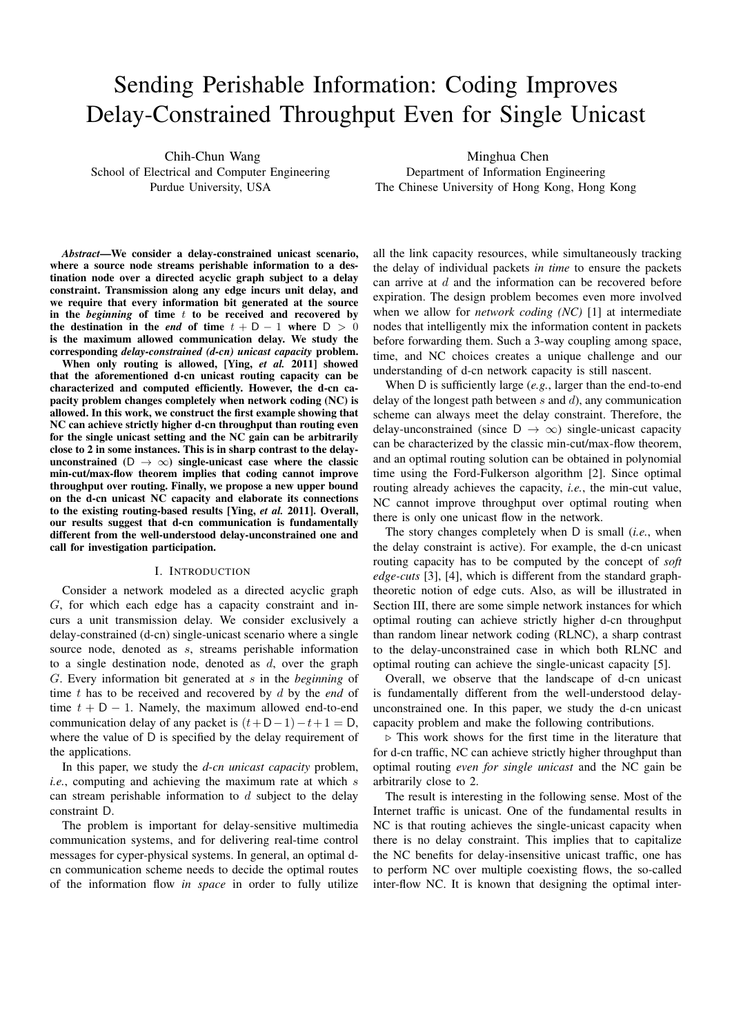# Sending Perishable Information: Coding Improves Delay-Constrained Throughput Even for Single Unicast

Chih-Chun Wang
School of Electrical and Computer Engineering
Purdue University, USA

Minghua Chen
Department of Information Engineering
The Chinese University of Hong Kong, Hong Kong

***Abstract*—We consider a delay-constrained unicast scenario, where a source node streams perishable information to a destination node over a directed acyclic graph subject to a delay constraint. Transmission along any edge incurs unit delay, and we require that every information bit generated at the source in the *beginning* of time $t$ to be received and recovered by the destination in the *end* of time $t + \mathsf{D} - 1$ where $\mathsf{D} > 0$ is the maximum allowed communication delay. We study the corresponding *delay-constrained (d-cn) unicast capacity* problem.**

**When only routing is allowed, [Ying, *et al.* 2011] showed that the aforementioned d-cn unicast routing capacity can be characterized and computed efficiently. However, the d-cn capacity problem changes completely when network coding (NC) is allowed. In this work, we construct the first example showing that NC can achieve strictly higher d-cn throughput than routing even for the single unicast setting and the NC gain can be arbitrarily close to 2 in some instances. This is in sharp contrast to the delay-unconstrained ($\mathsf{D} \to \infty$) single-unicast case where the classic min-cut/max-flow theorem implies that coding cannot improve throughput over routing. Finally, we propose a new upper bound on the d-cn unicast NC capacity and elaborate its connections to the existing routing-based results [Ying, *et al.* 2011]. Overall, our results suggest that d-cn communication is fundamentally different from the well-understood delay-unconstrained one and call for investigation participation.**

## I. Introduction

Consider a network modeled as a directed acyclic graph $G$, for which each edge has a capacity constraint and incurs a unit transmission delay. We consider exclusively a delay-constrained (d-cn) single-unicast scenario where a single source node, denoted as $s$, streams perishable information to a single destination node, denoted as $d$, over the graph $G$. Every information bit generated at $s$ in the *beginning* of time $t$ has to be received and recovered by $d$ by the *end* of time $t + \mathsf{D} - 1$. Namely, the maximum allowed end-to-end communication delay of any packet is $(t+\mathsf{D}-1)-t+1 = \mathsf{D}$, where the value of $\mathsf{D}$ is specified by the delay requirement of the applications.

In this paper, we study the *d-cn unicast capacity* problem, *i.e.*, computing and achieving the maximum rate at which $s$ can stream perishable information to $d$ subject to the delay constraint $\mathsf{D}$.

The problem is important for delay-sensitive multimedia communication systems, and for delivering real-time control messages for cyper-physical systems. In general, an optimal d-cn communication scheme needs to decide the optimal routes of the information flow *in space* in order to fully utilize all the link capacity resources, while simultaneously tracking the delay of individual packets *in time* to ensure the packets can arrive at $d$ and the information can be recovered before expiration. The design problem becomes even more involved when we allow for *network coding (NC)* [1] at intermediate nodes that intelligently mix the information content in packets before forwarding them. Such a 3-way coupling among space, time, and NC choices creates a unique challenge and our understanding of d-cn network capacity is still nascent.

When $\mathsf{D}$ is sufficiently large (*e.g.*, larger than the end-to-end delay of the longest path between $s$ and $d$), any communication scheme can always meet the delay constraint. Therefore, the delay-unconstrained (since $\mathsf{D} \to \infty$) single-unicast capacity can be characterized by the classic min-cut/max-flow theorem, and an optimal routing solution can be obtained in polynomial time using the Ford-Fulkerson algorithm [2]. Since optimal routing already achieves the capacity, *i.e.*, the min-cut value, NC cannot improve throughput over optimal routing when there is only one unicast flow in the network.

The story changes completely when $\mathsf{D}$ is small (*i.e.*, when the delay constraint is active). For example, the d-cn unicast routing capacity has to be computed by the concept of *soft edge-cuts* [3], [4], which is different from the standard graph-theoretic notion of edge cuts. Also, as will be illustrated in Section III, there are some simple network instances for which optimal routing can achieve strictly higher d-cn throughput than random linear network coding (RLNC), a sharp contrast to the delay-unconstrained case in which both RLNC and optimal routing can achieve the single-unicast capacity [5].

Overall, we observe that the landscape of d-cn unicast is fundamentally different from the well-understood delay-unconstrained one. In this paper, we study the d-cn unicast capacity problem and make the following contributions.

▷ This work shows for the first time in the literature that for d-cn traffic, NC can achieve strictly higher throughput than optimal routing *even for single unicast* and the NC gain be arbitrarily close to 2.

The result is interesting in the following sense. Most of the Internet traffic is unicast. One of the fundamental results in NC is that routing achieves the single-unicast capacity when there is no delay constraint. This implies that to capitalize the NC benefits for delay-insensitive unicast traffic, one has to perform NC over multiple coexisting flows, the so-called inter-flow NC. It is known that designing the optimal inter-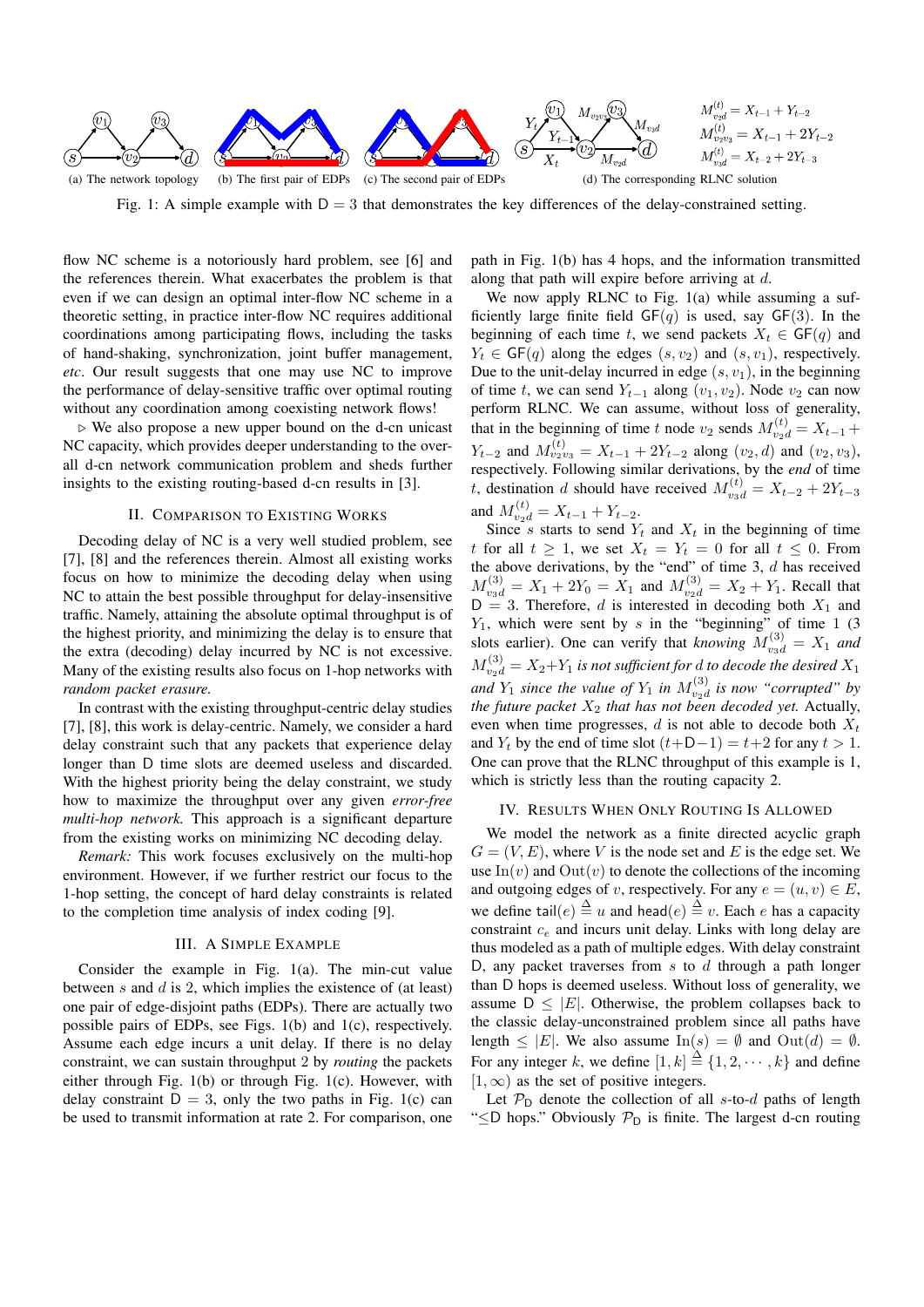(a) The network topology (b) The first pair of EDPs (c) The second pair of EDPs (d) The corresponding RLNC solution

$M^{(t)}_{v_2d} = X_{t-1} + Y_{t-2}$
$M^{(t)}_{v_2v_3} = X_{t-1} + 2Y_{t-2}$
$M^{(t)}_{v_3d} = X_{t-2} + 2Y_{t-3}$

Fig. 1: A simple example with $\mathsf{D} = 3$ that demonstrates the key differences of the delay-constrained setting.

flow NC scheme is a notoriously hard problem, see [6] and the references therein. What exacerbates the problem is that even if we can design an optimal inter-flow NC scheme in a theoretic setting, in practice inter-flow NC requires additional coordinations among participating flows, including the tasks of hand-shaking, synchronization, joint buffer management, *etc*. Our result suggests that one may use NC to improve the performance of delay-sensitive traffic over optimal routing without any coordination among coexisting network flows!

▷ We also propose a new upper bound on the d-cn unicast NC capacity, which provides deeper understanding to the over-all d-cn network communication problem and sheds further insights to the existing routing-based d-cn results in [3].

## II. Comparison to Existing Works

Decoding delay of NC is a very well studied problem, see [7], [8] and the references therein. Almost all existing works focus on how to minimize the decoding delay when using NC to attain the best possible throughput for delay-insensitive traffic. Namely, attaining the absolute optimal throughput is of the highest priority, and minimizing the delay is to ensure that the extra (decoding) delay incurred by NC is not excessive. Many of the existing results also focus on 1-hop networks with *random packet erasure.*

In contrast with the existing throughput-centric delay studies [7], [8], this work is delay-centric. Namely, we consider a hard delay constraint such that any packets that experience delay longer than D time slots are deemed useless and discarded. With the highest priority being the delay constraint, we study how to maximize the throughput over any given *error-free multi-hop network.* This approach is a significant departure from the existing works on minimizing NC decoding delay.

*Remark:* This work focuses exclusively on the multi-hop environment. However, if we further restrict our focus to the 1-hop setting, the concept of hard delay constraints is related to the completion time analysis of index coding [9].

## III. A Simple Example

Consider the example in Fig. 1(a). The min-cut value between $s$ and $d$ is 2, which implies the existence of (at least) one pair of edge-disjoint paths (EDPs). There are actually two possible pairs of EDPs, see Figs. 1(b) and 1(c), respectively. Assume each edge incurs a unit delay. If there is no delay constraint, we can sustain throughput 2 by *routing* the packets either through Fig. 1(b) or through Fig. 1(c). However, with delay constraint $\mathsf{D} = 3$, only the two paths in Fig. 1(c) can be used to transmit information at rate 2. For comparison, one path in Fig. 1(b) has 4 hops, and the information transmitted along that path will expire before arriving at $d$.

We now apply RLNC to Fig. 1(a) while assuming a sufficiently large finite field $\mathsf{GF}(q)$ is used, say $\mathsf{GF}(3)$. In the beginning of each time $t$, we send packets $X_t \in \mathsf{GF}(q)$ and $Y_t \in \mathsf{GF}(q)$ along the edges $(s, v_2)$ and $(s, v_1)$, respectively. Due to the unit-delay incurred in edge $(s, v_1)$, in the beginning of time $t$, we can send $Y_{t-1}$ along $(v_1, v_2)$. Node $v_2$ can now perform RLNC. We can assume, without loss of generality, that in the beginning of time $t$ node $v_2$ sends $M^{(t)}_{v_2d} = X_{t-1} + Y_{t-2}$ and $M^{(t)}_{v_2v_3} = X_{t-1} + 2Y_{t-2}$ along $(v_2, d)$ and $(v_2, v_3)$, respectively. Following similar derivations, by the *end* of time $t$, destination $d$ should have received $M^{(t)}_{v_3d} = X_{t-2} + 2Y_{t-3}$ and $M^{(t)}_{v_2d} = X_{t-1} + Y_{t-2}$.

Since $s$ starts to send $Y_t$ and $X_t$ in the beginning of time $t$ for all $t \geq 1$, we set $X_t = Y_t = 0$ for all $t \leq 0$. From the above derivations, by the "end" of time 3, $d$ has received $M^{(3)}_{v_3d} = X_1 + 2Y_0 = X_1$ and $M^{(3)}_{v_2d} = X_2 + Y_1$. Recall that $\mathsf{D} = 3$. Therefore, $d$ is interested in decoding both $X_1$ and $Y_1$, which were sent by $s$ in the "beginning" of time 1 (3 slots earlier). One can verify that *knowing* $M^{(3)}_{v_3d} = X_1$ *and* $M^{(3)}_{v_2d} = X_2{+}Y_1$ *is not sufficient for* $d$ *to decode the desired* $X_1$ *and* $Y_1$ *since the value of* $Y_1$ *in* $M^{(3)}_{v_2d}$ *is now "corrupted" by the future packet* $X_2$ *that has not been decoded yet.* Actually, even when time progresses, $d$ is not able to decode both $X_t$ and $Y_t$ by the end of time slot $(t{+}\mathsf{D}{-}1) = t{+}2$ for any $t > 1$. One can prove that the RLNC throughput of this example is 1, which is strictly less than the routing capacity 2.

## IV. Results When Only Routing Is Allowed

We model the network as a finite directed acyclic graph $G = (V, E)$, where $V$ is the node set and $E$ is the edge set. We use $\mathrm{In}(v)$ and $\mathrm{Out}(v)$ to denote the collections of the incoming and outgoing edges of $v$, respectively. For any $e = (u, v) \in E$, we define $\mathsf{tail}(e) \triangleq u$ and $\mathsf{head}(e) \triangleq v$. Each edge $e$ has a capacity constraint $c_e$ and incurs unit delay. Links with long delay are thus modeled as a path of multiple edges. With delay constraint $\mathsf{D}$, any packet traverses from $s$ to $d$ through a path longer than $\mathsf{D}$ hops is deemed useless. Without loss of generality, we assume $\mathsf{D} \leq |E|$. Otherwise, the problem collapses back to the classic delay-unconstrained problem since all paths have length $\leq |E|$. We also assume $\mathrm{In}(s) = \emptyset$ and $\mathrm{Out}(d) = \emptyset$. For any integer $k$, we define $[1, k] \triangleq \{1, 2, \cdots, k\}$ and define $[1, \infty)$ as the set of positive integers.

Let $\mathcal{P}_\mathsf{D}$ denote the collection of all $s$-to-$d$ paths of length "$\leq$D hops." Obviously $\mathcal{P}_\mathsf{D}$ is finite. The largest d-cn routing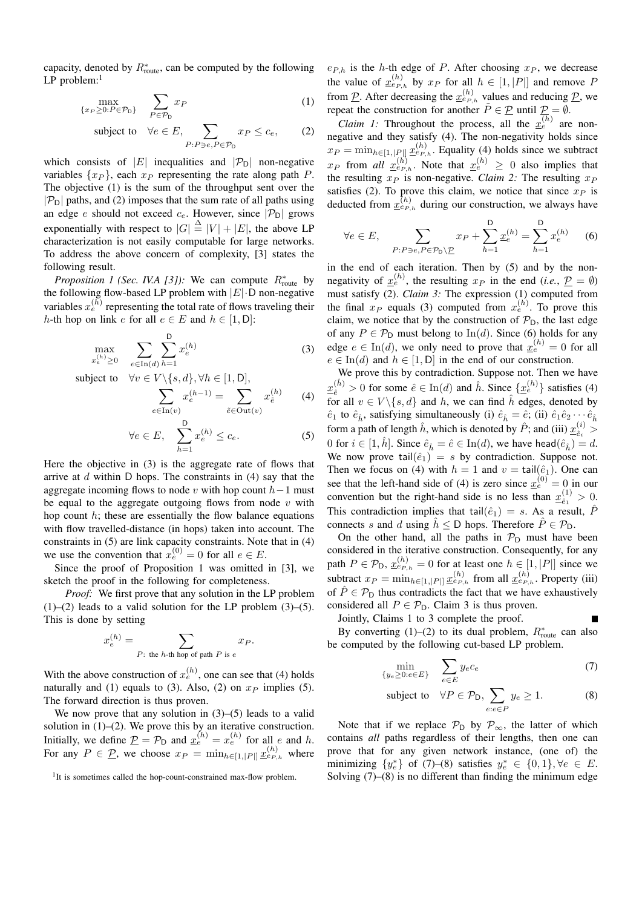capacity, denoted by $R^*_{\text{route}}$, can be computed by the following LP problem:[1]

$$\max_{\{x_P \geq 0: P \in \mathcal{P}_{\mathsf{D}}\}} \quad \sum_{P \in \mathcal{P}_{\mathsf{D}}} x_P \tag{1}$$

$$\text{subject to} \quad \forall e \in E, \sum_{P: P \ni e, P \in \mathcal{P}_{\mathsf{D}}} x_P \leq c_e, \tag{2}$$

which consists of $|E|$ inequalities and $|\mathcal{P}_{\mathsf{D}}|$ non-negative variables $\{x_P\}$, each $x_P$ representing the rate along path $P$. The objective (1) is the sum of the throughput sent over the $|\mathcal{P}_{\mathsf{D}}|$ paths, and (2) imposes that the sum rate of all paths using an edge $e$ should not exceed $c_e$. However, since $|\mathcal{P}_{\mathsf{D}}|$ grows exponentially with respect to $|G| \stackrel{\Delta}{=} |V| + |E|$, the above LP characterization is not easily computable for large networks. To address the above concern of complexity, [3] states the following result.

*Proposition 1 (Sec. IV.A [3]):* We can compute $R^*_{\text{route}}$ by the following flow-based LP problem with $|E| \cdot \mathsf{D}$ non-negative variables $x_e^{(h)}$ representing the total rate of flows traveling their $h$-th hop on link $e$ for all $e \in E$ and $h \in [1, \mathsf{D}]$:

$$\max_{x_e^{(h)} \geq 0} \quad \sum_{e \in \text{In}(d)} \sum_{h=1}^{\mathsf{D}} x_e^{(h)} \tag{3}$$

$$\text{subject to} \quad \forall v \in V \backslash \{s, d\}, \forall h \in [1, \mathsf{D}],$$

$$\sum_{e \in \text{In}(v)} x_e^{(h-1)} = \sum_{\tilde{e} \in \text{Out}(v)} x_{\tilde{e}}^{(h)} \tag{4}$$

$$\forall e \in E, \quad \sum_{h=1}^{\mathsf{D}} x_e^{(h)} \leq c_e. \tag{5}$$

Here the objective in (3) is the aggregate rate of flows that arrive at $d$ within $\mathsf{D}$ hops. The constraints in (4) say that the aggregate incoming flows to node $v$ with hop count $h-1$ must be equal to the aggregate outgoing flows from node $v$ with hop count $h$; these are essentially the flow balance equations with flow travelled-distance (in hops) taken into account. The constraints in (5) are link capacity constraints. Note that in (4) we use the convention that $x_e^{(0)} = 0$ for all $e \in E$.

Since the proof of Proposition 1 was omitted in [3], we sketch the proof in the following for completeness.

*Proof:* We first prove that any solution in the LP problem (1)–(2) leads to a valid solution for the LP problem (3)–(5). This is done by setting

$$x_e^{(h)} = \sum_{P\text{: the } h\text{-th hop of path } P \text{ is } e} x_P.$$

With the above construction of $x_e^{(h)}$, one can see that (4) holds naturally and (1) equals to (3). Also, (2) on $x_P$ implies (5). The forward direction is thus proven.

We now prove that any solution in (3)–(5) leads to a valid solution in (1)–(2). We prove this by an iterative construction. Initially, we define $\underline{\mathcal{P}} = \mathcal{P}_{\mathsf{D}}$ and $\underline{x}_e^{(h)} = x_e^{(h)}$ for all $e$ and $h$. For any $P \in \underline{\mathcal{P}}$, we choose $x_P = \min_{h \in [1, |P|]} \underline{x}_{e_{P,h}}^{(h)}$ where $e_{P,h}$ is the $h$-th edge of $P$. After choosing $x_P$, we decrease the value of $\underline{x}_{e_{P,h}}^{(h)}$ by $x_P$ for all $h \in [1, |P|]$ and remove $P$ from $\underline{\mathcal{P}}$. After decreasing the $\underline{x}_{e_{P,h}}^{(h)}$ values and reducing $\underline{\mathcal{P}}$, we repeat the construction for another $\tilde{P} \in \underline{\mathcal{P}}$ until $\underline{\mathcal{P}} = \emptyset$.

*Claim 1:* Throughout the process, all the $\underline{x}_e^{(h)}$ are non-negative and they satisfy (4). The non-negativity holds since $x_P = \min_{h \in [1, |P|]} \underline{x}_{e_{P,h}}^{(h)}$. Equality (4) holds since we subtract $x_P$ from *all* $\underline{x}_{e_{P,h}}^{(h)}$. Note that $\underline{x}_e^{(h)} \geq 0$ also implies that the resulting $x_P$ is non-negative. *Claim 2:* The resulting $x_P$ satisfies (2). To prove this claim, we notice that since $x_P$ is deducted from $\underline{x}_{e_{P,h}}^{(h)}$ during our construction, we always have

$$\forall e \in E, \quad \sum_{P: P \ni e, P \in \mathcal{P}_{\mathsf{D}} \backslash \underline{\mathcal{P}}} x_P + \sum_{h=1}^{\mathsf{D}} \underline{x}_e^{(h)} = \sum_{h=1}^{\mathsf{D}} x_e^{(h)} \tag{6}$$

in the end of each iteration. Then by (5) and by the non-negativity of $\underline{x}_e^{(h)}$, the resulting $x_P$ in the end (*i.e.*, $\underline{\mathcal{P}} = \emptyset$) must satisfy (2). *Claim 3:* The expression (1) computed from the final $x_P$ equals (3) computed from $x_e^{(h)}$. To prove this claim, we notice that by the construction of $\mathcal{P}_{\mathsf{D}}$, the last edge of any $P \in \mathcal{P}_{\mathsf{D}}$ must belong to $\text{In}(d)$. Since (6) holds for any edge $e \in \text{In}(d)$, we only need to prove that $\underline{x}_e^{(h)} = 0$ for all $e \in \text{In}(d)$ and $h \in [1, \mathsf{D}]$ in the end of our construction.

We prove this by contradiction. Suppose not. Then we have $\underline{x}_{\hat{e}}^{(\hat{h})} > 0$ for some $\hat{e} \in \text{In}(d)$ and $\hat{h}$. Since $\{\underline{x}_e^{(h)}\}$ satisfies (4) for all $v \in V \backslash \{s, d\}$ and $h$, we can find $\hat{h}$ edges, denoted by $\hat{e}_1$ to $\hat{e}_{\hat{h}}$, satisfying simultaneously (i) $\hat{e}_{\hat{h}} = \hat{e}$; (ii) $\hat{e}_1 \hat{e}_2 \cdots \hat{e}_{\hat{h}}$ form a path of length $\hat{h}$, which is denoted by $\hat{P}$; and (iii) $\underline{x}_{\hat{e}_i}^{(i)} > 0$ for $i \in [1, \hat{h}]$. Since $\hat{e}_{\hat{h}} = \hat{e} \in \text{In}(d)$, we have $\mathsf{head}(\hat{e}_{\hat{h}}) = d$. We now prove $\mathsf{tail}(\hat{e}_1) = s$ by contradiction. Suppose not. Then we focus on (4) with $h = 1$ and $v = \mathsf{tail}(\hat{e}_1)$. One can see that the left-hand side of (4) is zero since $\underline{x}_e^{(0)} = 0$ in our convention but the right-hand side is no less than $\underline{x}_{\hat{e}_1}^{(1)} > 0$. This contradiction implies that $\mathsf{tail}(\hat{e}_1) = s$. As a result, $\hat{P}$ connects $s$ and $d$ using $\hat{h} \leq \mathsf{D}$ hops. Therefore $\hat{P} \in \mathcal{P}_{\mathsf{D}}$.

On the other hand, all the paths in $\mathcal{P}_{\mathsf{D}}$ must have been considered in the iterative construction. Consequently, for any path $P \in \mathcal{P}_{\mathsf{D}}$, $\underline{x}_{e_{P,h}}^{(h)} = 0$ for at least one $h \in [1, |P|]$ since we subtract $x_P = \min_{h \in [1, |P|]} \underline{x}_{e_{P,h}}^{(h)}$ from all $\underline{x}_{e_{P,h}}^{(h)}$. Property (iii) of $\hat{P} \in \mathcal{P}_{\mathsf{D}}$ thus contradicts the fact that we have exhaustively considered all $P \in \mathcal{P}_{\mathsf{D}}$. Claim 3 is thus proven.

Jointly, Claims 1 to 3 complete the proof. ∎

By converting (1)–(2) to its dual problem, $R^*_{\text{route}}$ can also be computed by the following cut-based LP problem.

$$\min_{\{y_e \geq 0: e \in E\}} \quad \sum_{e \in E} y_e c_e \tag{7}$$

$$\text{subject to} \quad \forall P \in \mathcal{P}_{\mathsf{D}}, \sum_{e: e \in P} y_e \geq 1. \tag{8}$$

Note that if we replace $\mathcal{P}_{\mathsf{D}}$ by $\mathcal{P}_\infty$, the latter of which contains *all* paths regardless of their lengths, then one can prove that for any given network instance, (one of) the minimizing $\{y_e^*\}$ of (7)–(8) satisfies $y_e^* \in \{0, 1\}, \forall e \in E$. Solving (7)–(8) is no different than finding the minimum edge

[1]It is sometimes called the hop-count-constrained max-flow problem.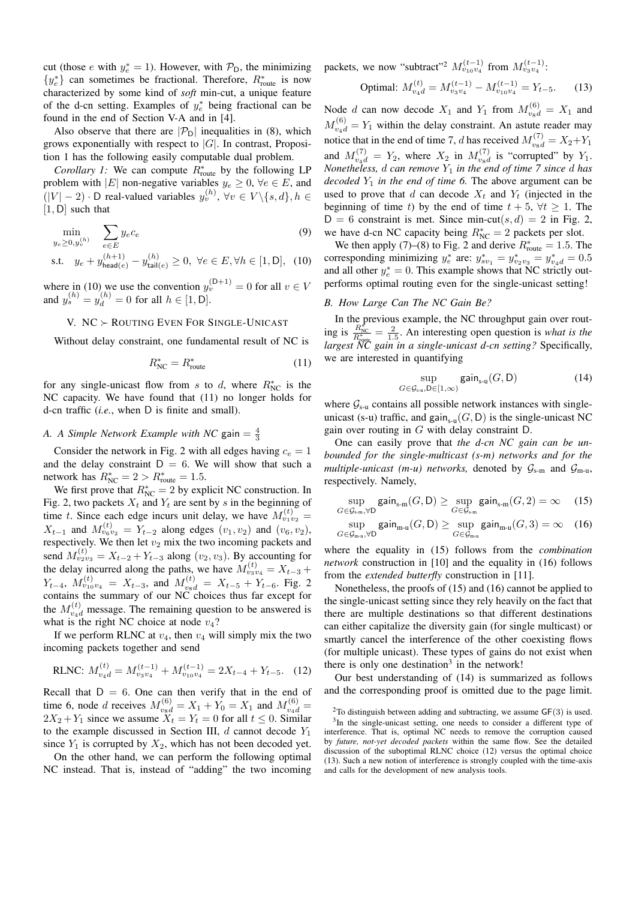cut (those $e$ with $y^*_e = 1$). However, with $\mathcal{P}_\mathsf{D}$, the minimizing $\{y^*_e\}$ can sometimes be fractional. Therefore, $R^*_{\text{route}}$ is now characterized by some kind of *soft* min-cut, a unique feature of the d-cn setting. Examples of $y^*_e$ being fractional can be found in the end of Section V-A and in [4].

Also observe that there are $|\mathcal{P}_\mathsf{D}|$ inequalities in (8), which grows exponentially with respect to $|G|$. In contrast, Proposition 1 has the following easily computable dual problem.

*Corollary 1:* We can compute $R^*_{\text{route}}$ by the following LP problem with $|E|$ non-negative variables $y_e \geq 0$, $\forall e \in E$, and $(|V| - 2) \cdot \mathsf{D}$ real-valued variables $y^{(h)}_v$, $\forall v \in V \backslash \{s, d\}, h \in [1, \mathsf{D}]$ such that

$$\min_{y_e \geq 0, y^{(h)}_v} \sum_{e \in E} y_e c_e \tag{9}$$

$$\text{s.t.} \quad y_e + y^{(h+1)}_{\mathsf{head}(e)} - y^{(h)}_{\mathsf{tail}(e)} \geq 0, \ \forall e \in E, \forall h \in [1, \mathsf{D}], \tag{10}$$

where in (10) we use the convention $y^{(\mathsf{D}+1)}_v = 0$ for all $v \in V$ and $y^{(h)}_s = y^{(h)}_d = 0$ for all $h \in [1, \mathsf{D}]$.

## V. NC $\succ$ Routing Even For Single-Unicast

Without delay constraint, one fundamental result of NC is

$$R^*_{\text{NC}} = R^*_{\text{route}} \tag{11}$$

for any single-unicast flow from $s$ to $d$, where $R^*_{\text{NC}}$ is the NC capacity. We have found that (11) no longer holds for d-cn traffic (*i.e.*, when $\mathsf{D}$ is finite and small).

### A. A Simple Network Example with NC $\mathsf{gain} = \frac{4}{3}$

Consider the network in Fig. 2 with all edges having $c_e = 1$ and the delay constraint $\mathsf{D} = 6$. We will show that such a network has $R^*_{\text{NC}} = 2 > R^*_{\text{route}} = 1.5$.

We first prove that $R^*_{\text{NC}} = 2$ by explicit NC construction. In Fig. 2, two packets $X_t$ and $Y_t$ are sent by $s$ in the beginning of time $t$. Since each edge incurs unit delay, we have $M^{(t)}_{v_1 v_2} = X_{t-1}$ and $M^{(t)}_{v_6 v_2} = Y_{t-2}$ along edges $(v_1, v_2)$ and $(v_6, v_2)$, respectively. We then let $v_2$ mix the two incoming packets and send $M^{(t)}_{v_2 v_3} = X_{t-2} + Y_{t-3}$ along $(v_2, v_3)$. By accounting for the delay incurred along the paths, we have $M^{(t)}_{v_3 v_4} = X_{t-3} + Y_{t-4}$, $M^{(t)}_{v_{10} v_4} = X_{t-3}$, and $M^{(t)}_{v_5 d} = X_{t-5} + Y_{t-6}$. Fig. 2 contains the summary of our NC choices thus far except for the $M^{(t)}_{v_4 d}$ message. The remaining question to be answered is what is the right NC choice at node $v_4$?

If we perform RLNC at $v_4$, then $v_4$ will simply mix the two incoming packets together and send

$$\text{RLNC: } M^{(t)}_{v_4 d} = M^{(t-1)}_{v_3 v_4} + M^{(t-1)}_{v_{10} v_4} = 2X_{t-4} + Y_{t-5}. \tag{12}$$

Recall that $\mathsf{D} = 6$. One can then verify that in the end of time 6, node $d$ receives $M^{(6)}_{v_5 d} = X_1 + Y_0 = X_1$ and $M^{(6)}_{v_4 d} = 2X_2 + Y_1$ since we assume $X_t = Y_t = 0$ for all $t \leq 0$. Similar to the example discussed in Section III, $d$ cannot decode $Y_1$ since $Y_1$ is corrupted by $X_2$, which has not been decoded yet.

On the other hand, we can perform the following optimal NC instead. That is, instead of "adding" the two incoming packets, we now "subtract"[2] $M^{(t-1)}_{v_{10} v_4}$ from $M^{(t-1)}_{v_3 v_4}$:

$$\text{Optimal: } M^{(t)}_{v_4 d} = M^{(t-1)}_{v_3 v_4} - M^{(t-1)}_{v_{10} v_4} = Y_{t-5}. \tag{13}$$

Node $d$ can now decode $X_1$ and $Y_1$ from $M^{(6)}_{v_5 d} = X_1$ and $M^{(6)}_{v_4 d} = Y_1$ within the delay constraint. An astute reader may notice that in the end of time 7, $d$ has received $M^{(7)}_{v_5 d} = X_2 + Y_1$ and $M^{(7)}_{v_4 d} = Y_2$, where $X_2$ in $M^{(7)}_{v_5 d}$ is "corrupted" by $Y_1$. *Nonetheless, $d$ can remove $Y_1$ in the end of time 7 since $d$ has decoded $Y_1$ in the end of time 6.* The above argument can be used to prove that $d$ can decode $X_t$ and $Y_t$ (injected in the beginning of time $t$) by the end of time $t + 5$, $\forall t \geq 1$. The $\mathsf{D} = 6$ constraint is met. Since min-cut$(s, d) = 2$ in Fig. 2, we have d-cn NC capacity being $R^*_{\text{NC}} = 2$ packets per slot.

We then apply (7)–(8) to Fig. 2 and derive $R^*_{\text{route}} = 1.5$. The corresponding minimizing $y^*_e$ are: $y^*_{s v_1} = y^*_{v_2 v_3} = y^*_{v_4 d} = 0.5$ and all other $y^*_e = 0$. This example shows that NC strictly outperforms optimal routing even for the single-unicast setting!

### B. How Large Can The NC Gain Be?

In the previous example, the NC throughput gain over routing is $\frac{R^*_{\text{NC}}}{R^*_{\text{route}}} = \frac{2}{1.5}$. An interesting open question is *what is the largest NC gain in a single-unicast d-cn setting?* Specifically, we are interested in quantifying

$$\sup_{G \in \mathcal{G}_{\text{s-u}}, \mathsf{D} \in [1, \infty)} \mathsf{gain}_{\text{s-u}}(G, \mathsf{D}) \tag{14}$$

where $\mathcal{G}_{\text{s-u}}$ contains all possible network instances with single-unicast (s-u) traffic, and $\mathsf{gain}_{\text{s-u}}(G, \mathsf{D})$ is the single-unicast NC gain over routing in $G$ with delay constraint $\mathsf{D}$.

One can easily prove that *the d-cn NC gain can be unbounded for the single-multicast (s-m) networks and for the multiple-unicast (m-u) networks,* denoted by $\mathcal{G}_{\text{s-m}}$ and $\mathcal{G}_{\text{m-u}}$, respectively. Namely,

$$\sup_{G \in \mathcal{G}_{\text{s-m}}, \forall \mathsf{D}} \mathsf{gain}_{\text{s-m}}(G, \mathsf{D}) \geq \sup_{G \in \mathcal{G}_{\text{s-m}}} \mathsf{gain}_{\text{s-m}}(G, 2) = \infty \tag{15}$$

$$\sup_{G \in \mathcal{G}_{\text{m-u}}, \forall \mathsf{D}} \mathsf{gain}_{\text{m-u}}(G, \mathsf{D}) \geq \sup_{G \in \mathcal{G}_{\text{m-u}}} \mathsf{gain}_{\text{m-u}}(G, 3) = \infty \tag{16}$$

where the equality in (15) follows from the *combination network* construction in [10] and the equality in (16) follows from the *extended butterfly* construction in [11].

Nonetheless, the proofs of (15) and (16) cannot be applied to the single-unicast setting since they rely heavily on the fact that there are multiple destinations so that different destinations can either capitalize the diversity gain (for single multicast) or smartly cancel the interference of the other coexisting flows (for multiple unicast). These types of gains do not exist when there is only one destination[3] in the network!

Our best understanding of (14) is summarized as follows and the corresponding proof is omitted due to the page limit.

[2] To distinguish between adding and subtracting, we assume $\mathsf{GF}(3)$ is used.

[3] In the single-unicast setting, one needs to consider a different type of interference. That is, optimal NC needs to remove the corruption caused by *future, not-yet decoded packets* within the same flow. See the detailed discussion of the suboptimal RLNC choice (12) versus the optimal choice (13). Such a new notion of interference is strongly coupled with the time-axis and calls for the development of new analysis tools.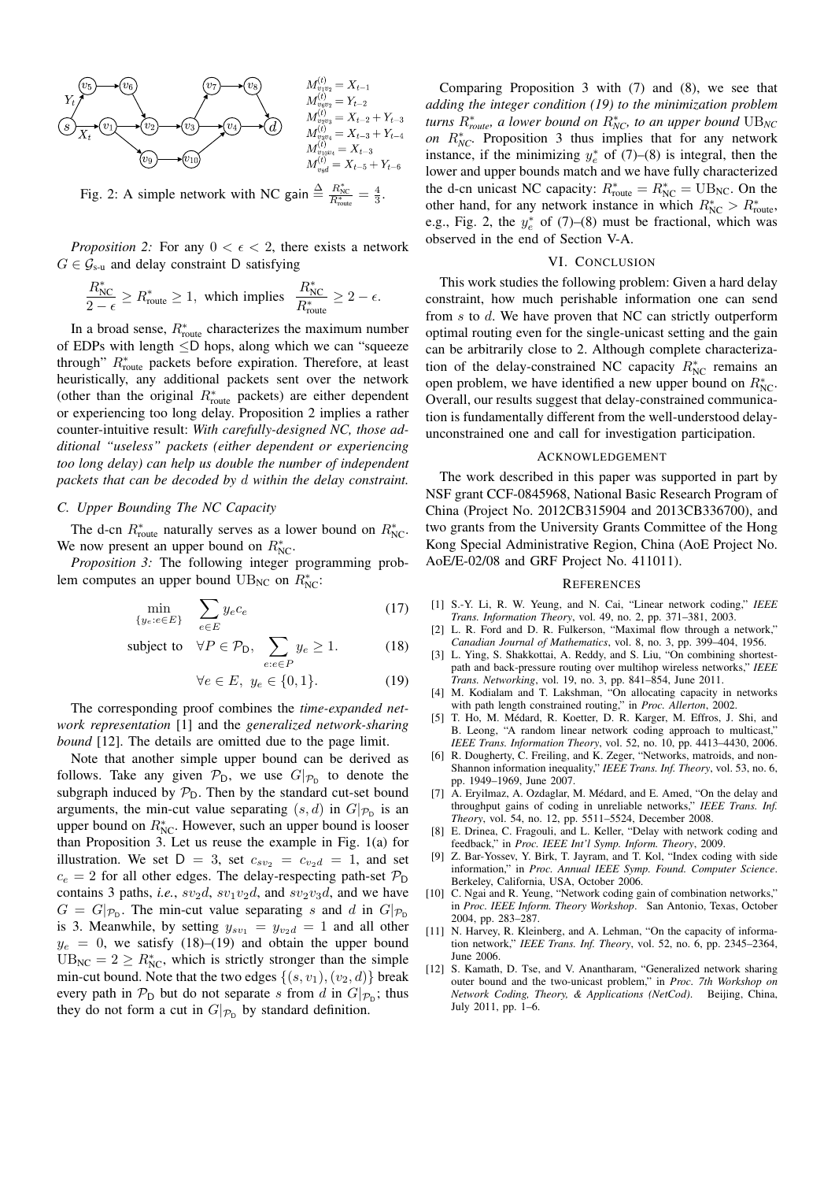$M^{(t)}_{v_1v_2} = X_{t-1}$
$M^{(t)}_{v_6v_2} = Y_{t-2}$
$M^{(t)}_{v_2v_3} = X_{t-2} + Y_{t-3}$
$M^{(t)}_{v_3v_4} = X_{t-3} + Y_{t-4}$
$M^{(t)}_{v_{10}v_4} = X_{t-3}$
$M^{(t)}_{v_8d} = X_{t-5} + Y_{t-6}$

Fig. 2: A simple network with NC gain $\triangleq \frac{R^*_{\text{NC}}}{R^*_{\text{route}}} = \frac{4}{3}$.

*Proposition 2:* For any $0 < \epsilon < 2$, there exists a network $G \in \mathcal{G}_{\text{s-u}}$ and delay constraint $\mathsf{D}$ satisfying

$$\frac{R^*_{\text{NC}}}{2-\epsilon} \geq R^*_{\text{route}} \geq 1, \text{ which implies } \frac{R^*_{\text{NC}}}{R^*_{\text{route}}} \geq 2 - \epsilon.$$

In a broad sense, $R^*_{\text{route}}$ characterizes the maximum number of EDPs with length $\leq$D hops, along which we can "squeeze through" $R^*_{\text{route}}$ packets before expiration. Therefore, at least heuristically, any additional packets sent over the network (other than the original $R^*_{\text{route}}$ packets) are either dependent or experiencing too long delay. Proposition 2 implies a rather counter-intuitive result: *With carefully-designed NC, those additional "useless" packets (either dependent or experiencing too long delay) can help us double the number of independent packets that can be decoded by $d$ within the delay constraint.*

### C. Upper Bounding The NC Capacity

The d-cn $R^*_{\text{route}}$ naturally serves as a lower bound on $R^*_{\text{NC}}$. We now present an upper bound on $R^*_{\text{NC}}$.

*Proposition 3:* The following integer programming problem computes an upper bound $\text{UB}_{\text{NC}}$ on $R^*_{\text{NC}}$:

$$\min_{\{y_e : e \in E\}} \quad \sum_{e \in E} y_e c_e \tag{17}$$

$$\text{subject to} \quad \forall P \in \mathcal{P}_{\mathsf{D}}, \ \sum_{e : e \in P} y_e \geq 1. \tag{18}$$

$$\forall e \in E, \ y_e \in \{0, 1\}. \tag{19}$$

The corresponding proof combines the *time-expanded network representation* [1] and the *generalized network-sharing bound* [12]. The details are omitted due to the page limit.

Note that another simple upper bound can be derived as follows. Take any given $\mathcal{P}_{\mathsf{D}}$, we use $G|_{\mathcal{P}_{\mathsf{D}}}$ to denote the subgraph induced by $\mathcal{P}_{\mathsf{D}}$. Then by the standard cut-set bound arguments, the min-cut value separating $(s, d)$ in $G|_{\mathcal{P}_{\mathsf{D}}}$ is an upper bound on $R^*_{\text{NC}}$. However, such an upper bound is looser than Proposition 3. Let us reuse the example in Fig. 1(a) for illustration. We set $\mathsf{D} = 3$, set $c_{sv_2} = c_{v_2d} = 1$, and set $c_e = 2$ for all other edges. The delay-respecting path-set $\mathcal{P}_{\mathsf{D}}$ contains 3 paths, *i.e.*, $sv_2d$, $sv_1v_2d$, and $sv_2v_3d$, and we have $G = G|_{\mathcal{P}_{\mathsf{D}}}$. The min-cut value separating $s$ and $d$ in $G|_{\mathcal{P}_{\mathsf{D}}}$ is 3. Meanwhile, by setting $y_{sv_1} = y_{v_2d} = 1$ and all other $y_e = 0$, we satisfy (18)–(19) and obtain the upper bound $\text{UB}_{\text{NC}} = 2 \geq R^*_{\text{NC}}$, which is strictly stronger than the simple min-cut bound. Note that the two edges $\{(s, v_1), (v_2, d)\}$ break every path in $\mathcal{P}_{\mathsf{D}}$ but do not separate $s$ from $d$ in $G|_{\mathcal{P}_{\mathsf{D}}}$; thus they do not form a cut in $G|_{\mathcal{P}_{\mathsf{D}}}$ by standard definition.

Comparing Proposition 3 with (7) and (8), we see that *adding the integer condition (19) to the minimization problem turns $R^*_{route}$, a lower bound on $R^*_{NC}$, to an upper bound $\text{UB}_{NC}$ on $R^*_{NC}$.* Proposition 3 thus implies that for any network instance, if the minimizing $y^*_e$ of (7)–(8) is integral, then the lower and upper bounds match and we have fully characterized the d-cn unicast NC capacity: $R^*_{\text{route}} = R^*_{\text{NC}} = \text{UB}_{\text{NC}}$. On the other hand, for any network instance in which $R^*_{\text{NC}} > R^*_{\text{route}}$, e.g., Fig. 2, the $y^*_e$ of (7)–(8) must be fractional, which was observed in the end of Section V-A.

## VI. Conclusion

This work studies the following problem: Given a hard delay constraint, how much perishable information one can send from $s$ to $d$. We have proven that NC can strictly outperform optimal routing even for the single-unicast setting and the gain can be arbitrarily close to 2. Although complete characterization of the delay-constrained NC capacity $R^*_{\text{NC}}$ remains an open problem, we have identified a new upper bound on $R^*_{\text{NC}}$. Overall, our results suggest that delay-constrained communication is fundamentally different from the well-understood delay-unconstrained one and call for investigation participation.

## Acknowledgement

The work described in this paper was supported in part by NSF grant CCF-0845968, National Basic Research Program of China (Project No. 2012CB315904 and 2013CB336700), and two grants from the University Grants Committee of the Hong Kong Special Administrative Region, China (AoE Project No. AoE/E-02/08 and GRF Project No. 411011).

## References

[1] S.-Y. Li, R. W. Yeung, and N. Cai, "Linear network coding," *IEEE Trans. Information Theory*, vol. 49, no. 2, pp. 371–381, 2003.

[2] L. R. Ford and D. R. Fulkerson, "Maximal flow through a network," *Canadian Journal of Mathematics*, vol. 8, no. 3, pp. 399–404, 1956.

[3] L. Ying, S. Shakkottai, A. Reddy, and S. Liu, "On combining shortest-path and back-pressure routing over multihop wireless networks," *IEEE Trans. Networking*, vol. 19, no. 3, pp. 841–854, June 2011.

[4] M. Kodialam and T. Lakshman, "On allocating capacity in networks with path length constrained routing," in *Proc. Allerton*, 2002.

[5] T. Ho, M. Médard, R. Koetter, D. R. Karger, M. Effros, J. Shi, and B. Leong, "A random linear network coding approach to multicast," *IEEE Trans. Information Theory*, vol. 52, no. 10, pp. 4413–4430, 2006.

[6] R. Dougherty, C. Freiling, and K. Zeger, "Networks, matroids, and non-Shannon information inequality," *IEEE Trans. Inf. Theory*, vol. 53, no. 6, pp. 1949–1969, June 2007.

[7] A. Eryilmaz, A. Ozdaglar, M. Médard, and E. Amed, "On the delay and throughput gains of coding in unreliable networks," *IEEE Trans. Inf. Theory*, vol. 54, no. 12, pp. 5511–5524, December 2008.

[8] E. Drinea, C. Fragouli, and L. Keller, "Delay with network coding and feedback," in *Proc. IEEE Int'l Symp. Inform. Theory*, 2009.

[9] Z. Bar-Yossev, Y. Birk, T. Jayram, and T. Kol, "Index coding with side information," in *Proc. Annual IEEE Symp. Found. Computer Science*. Berkeley, California, USA, October 2006.

[10] C. Ngai and R. Yeung, "Network coding gain of combination networks," in *Proc. IEEE Inform. Theory Workshop*. San Antonio, Texas, October 2004, pp. 283–287.

[11] N. Harvey, R. Kleinberg, and A. Lehman, "On the capacity of information network," *IEEE Trans. Inf. Theory*, vol. 52, no. 6, pp. 2345–2364, June 2006.

[12] S. Kamath, D. Tse, and V. Anantharam, "Generalized network sharing outer bound and the two-unicast problem," in *Proc. 7th Workshop on Network Coding, Theory, & Applications (NetCod)*. Beijing, China, July 2011, pp. 1–6.